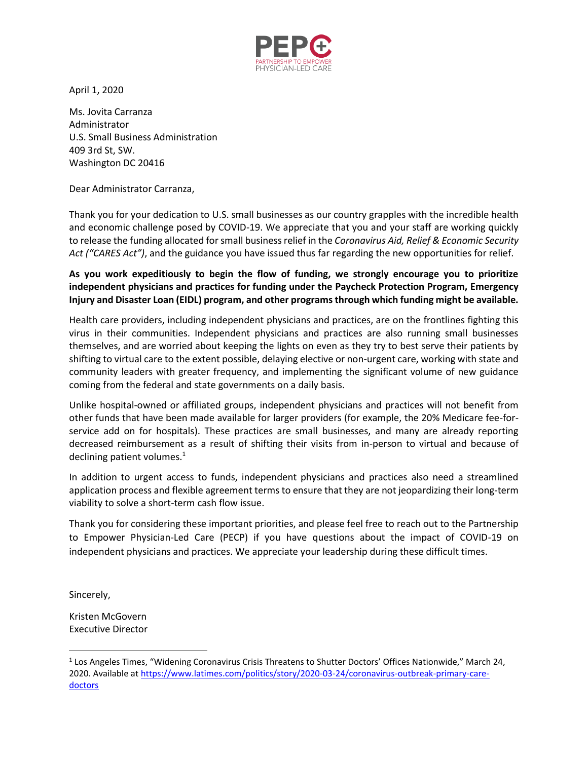PEPC

PARTNERSHIP TO EMPOWER PHYSICIAN-LED CARE

April 1, 2020

Ms. Jovita Carranza
Administrator
U.S. Small Business Administration
409 3rd St, SW.
Washington DC 20416

Dear Administrator Carranza,

Thank you for your dedication to U.S. small businesses as our country grapples with the incredible health and economic challenge posed by COVID-19. We appreciate that you and your staff are working quickly to release the funding allocated for small business relief in the *Coronavirus Aid, Relief & Economic Security Act ("CARES Act")*, and the guidance you have issued thus far regarding the new opportunities for relief.

**As you work expeditiously to begin the flow of funding, we strongly encourage you to prioritize independent physicians and practices for funding under the Paycheck Protection Program, Emergency Injury and Disaster Loan (EIDL) program, and other programs through which funding might be available.**

Health care providers, including independent physicians and practices, are on the frontlines fighting this virus in their communities. Independent physicians and practices are also running small businesses themselves, and are worried about keeping the lights on even as they try to best serve their patients by shifting to virtual care to the extent possible, delaying elective or non-urgent care, working with state and community leaders with greater frequency, and implementing the significant volume of new guidance coming from the federal and state governments on a daily basis.

Unlike hospital-owned or affiliated groups, independent physicians and practices will not benefit from other funds that have been made available for larger providers (for example, the 20% Medicare fee-for-service add on for hospitals). These practices are small businesses, and many are already reporting decreased reimbursement as a result of shifting their visits from in-person to virtual and because of declining patient volumes.[1]

In addition to urgent access to funds, independent physicians and practices also need a streamlined application process and flexible agreement terms to ensure that they are not jeopardizing their long-term viability to solve a short-term cash flow issue.

Thank you for considering these important priorities, and please feel free to reach out to the Partnership to Empower Physician-Led Care (PECP) if you have questions about the impact of COVID-19 on independent physicians and practices. We appreciate your leadership during these difficult times.

Sincerely,

Kristen McGovern
Executive Director

---

[1] Los Angeles Times, "Widening Coronavirus Crisis Threatens to Shutter Doctors' Offices Nationwide," March 24, 2020. Available at https://www.latimes.com/politics/story/2020-03-24/coronavirus-outbreak-primary-care-doctors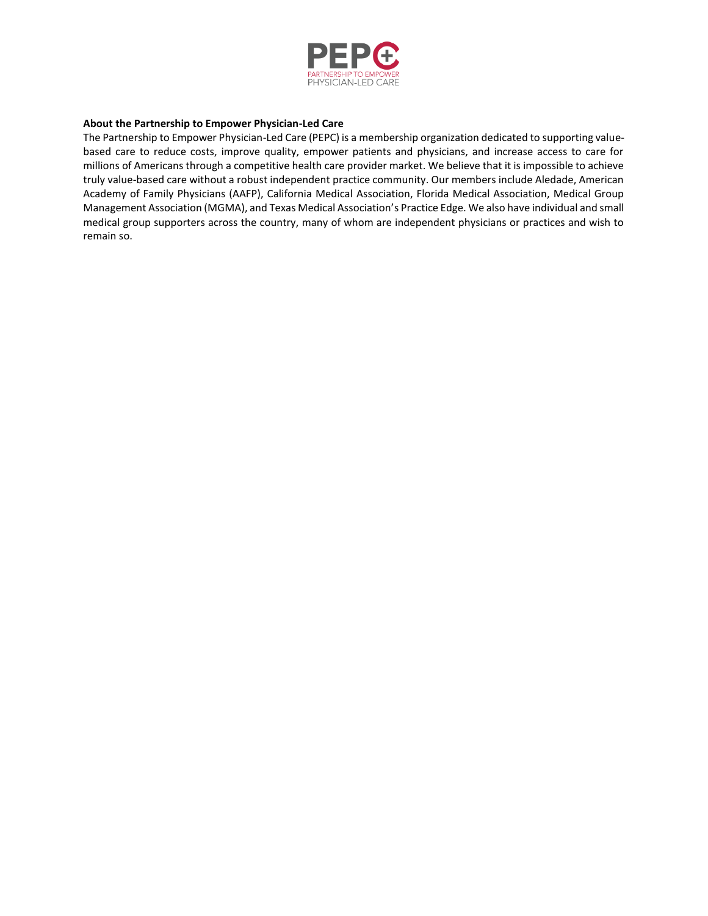**About the Partnership to Empower Physician-Led Care**

The Partnership to Empower Physician-Led Care (PEPC) is a membership organization dedicated to supporting value-based care to reduce costs, improve quality, empower patients and physicians, and increase access to care for millions of Americans through a competitive health care provider market. We believe that it is impossible to achieve truly value-based care without a robust independent practice community. Our members include Aledade, American Academy of Family Physicians (AAFP), California Medical Association, Florida Medical Association, Medical Group Management Association (MGMA), and Texas Medical Association's Practice Edge. We also have individual and small medical group supporters across the country, many of whom are independent physicians or practices and wish to remain so.